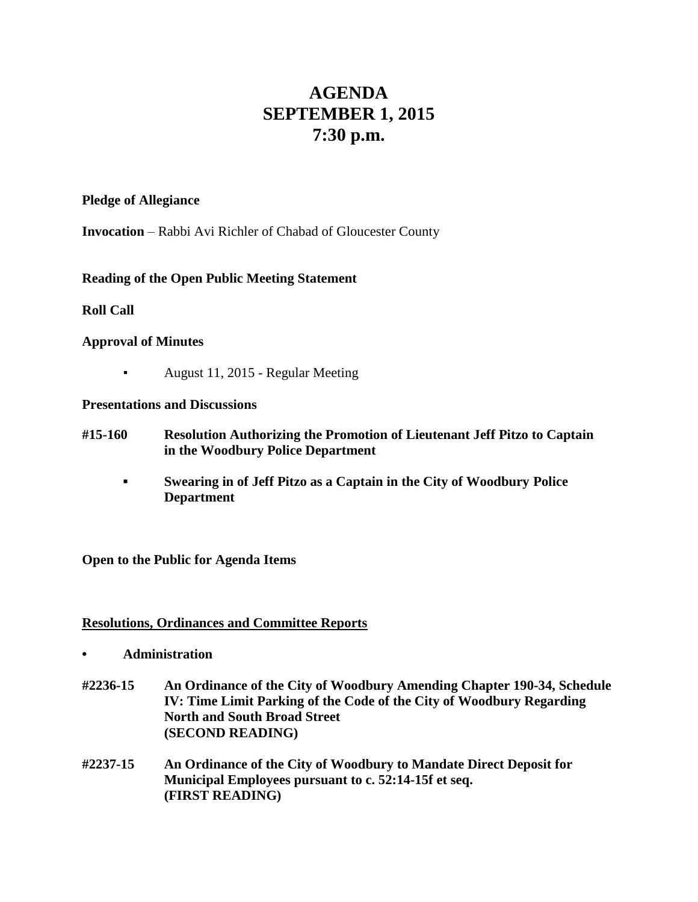# AGENDA
# SEPTEMBER 1, 2015
# 7:30 p.m.

**Pledge of Allegiance**

**Invocation** – Rabbi Avi Richler of Chabad of Gloucester County

**Reading of the Open Public Meeting Statement**

**Roll Call**

**Approval of Minutes**

- August 11, 2015 - Regular Meeting

**Presentations and Discussions**

**#15-160 Resolution Authorizing the Promotion of Lieutenant Jeff Pitzo to Captain in the Woodbury Police Department**

- **Swearing in of Jeff Pitzo as a Captain in the City of Woodbury Police Department**

**Open to the Public for Agenda Items**

**Resolutions, Ordinances and Committee Reports**

- **Administration**

**#2236-15 An Ordinance of the City of Woodbury Amending Chapter 190-34, Schedule IV: Time Limit Parking of the Code of the City of Woodbury Regarding North and South Broad Street (SECOND READING)**

**#2237-15 An Ordinance of the City of Woodbury to Mandate Direct Deposit for Municipal Employees pursuant to c. 52:14-15f et seq. (FIRST READING)**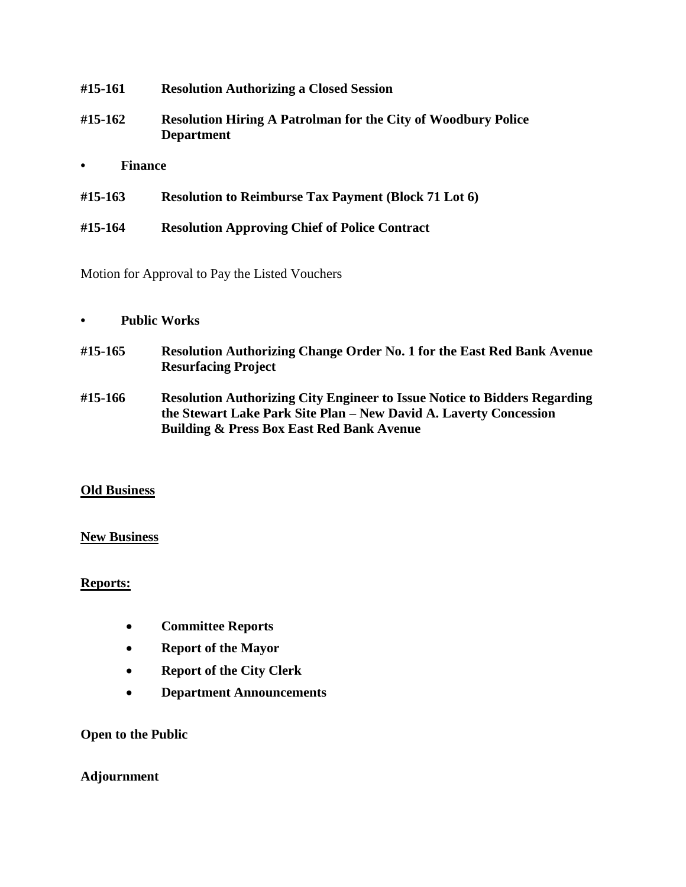**#15-161 Resolution Authorizing a Closed Session**

**#15-162 Resolution Hiring A Patrolman for the City of Woodbury Police Department**

- **Finance**

**#15-163 Resolution to Reimburse Tax Payment (Block 71 Lot 6)**

**#15-164 Resolution Approving Chief of Police Contract**

Motion for Approval to Pay the Listed Vouchers

- **Public Works**

**#15-165 Resolution Authorizing Change Order No. 1 for the East Red Bank Avenue Resurfacing Project**

**#15-166 Resolution Authorizing City Engineer to Issue Notice to Bidders Regarding the Stewart Lake Park Site Plan – New David A. Laverty Concession Building & Press Box East Red Bank Avenue**

**Old Business**

**New Business**

**Reports:**

- **Committee Reports**
- **Report of the Mayor**
- **Report of the City Clerk**
- **Department Announcements**

**Open to the Public**

**Adjournment**